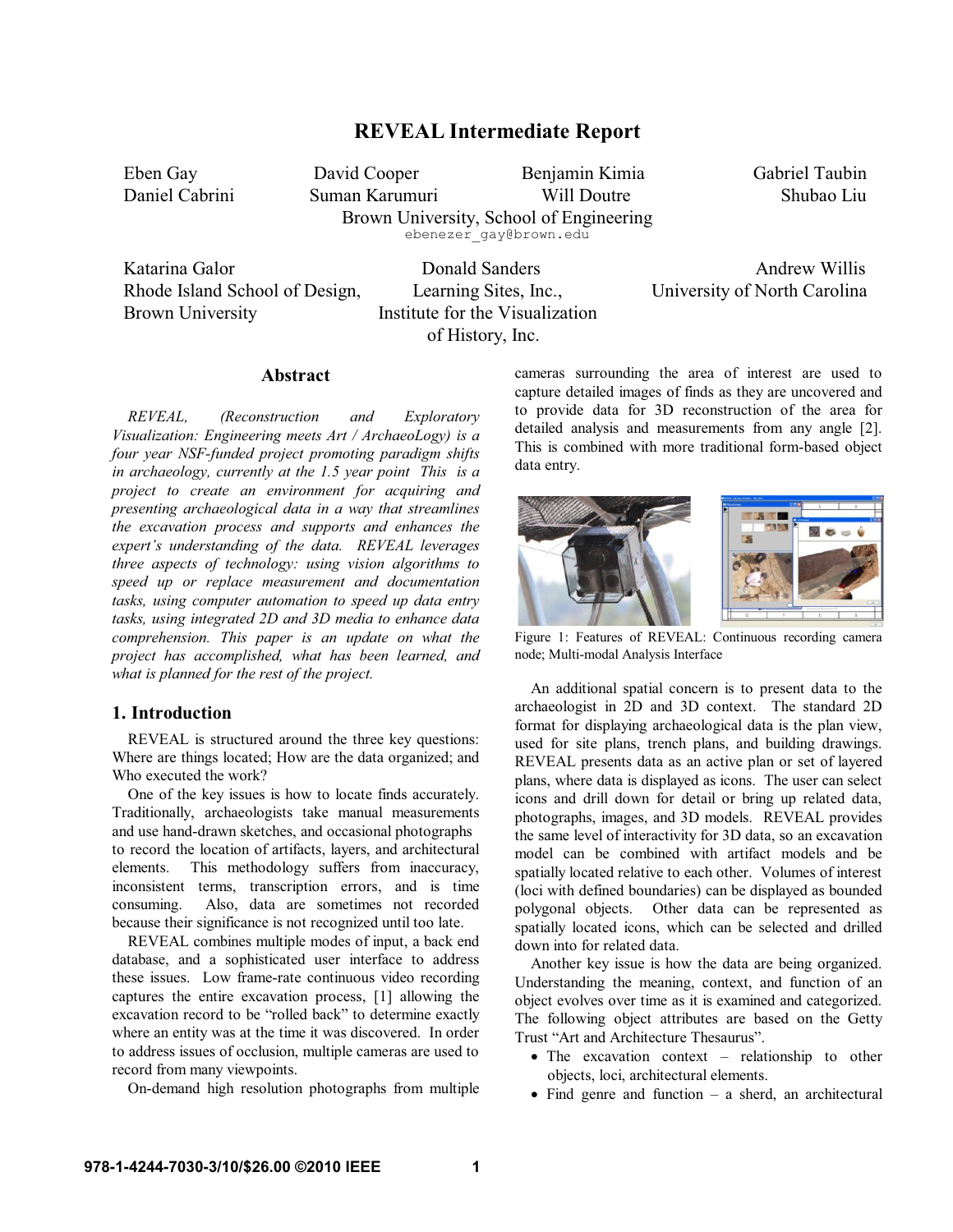# REVEAL Intermediate Report

Eben Gay, David Cooper, Benjamin Kimia, Gabriel Taubin, Daniel Cabrini, Suman Karumuri, Will Doutre, Shubao Liu
Brown University, School of Engineering
ebenezer_gay@brown.edu

Katarina Galor
Rhode Island School of Design, Brown University

Donald Sanders
Learning Sites, Inc., Institute for the Visualization of History, Inc.

Andrew Willis
University of North Carolina

## Abstract

*REVEAL, (Reconstruction and Exploratory Visualization: Engineering meets Art / ArchaeoLogy) is a four year NSF-funded project promoting paradigm shifts in archaeology, currently at the 1.5 year point This is a project to create an environment for acquiring and presenting archaeological data in a way that streamlines the excavation process and supports and enhances the expert's understanding of the data. REVEAL leverages three aspects of technology: using vision algorithms to speed up or replace measurement and documentation tasks, using computer automation to speed up data entry tasks, using integrated 2D and 3D media to enhance data comprehension. This paper is an update on what the project has accomplished, what has been learned, and what is planned for the rest of the project.*

## 1. Introduction

REVEAL is structured around the three key questions: Where are things located; How are the data organized; and Who executed the work?

One of the key issues is how to locate finds accurately. Traditionally, archaeologists take manual measurements and use hand-drawn sketches, and occasional photographs to record the location of artifacts, layers, and architectural elements. This methodology suffers from inaccuracy, inconsistent terms, transcription errors, and is time consuming. Also, data are sometimes not recorded because their significance is not recognized until too late.

REVEAL combines multiple modes of input, a back end database, and a sophisticated user interface to address these issues. Low frame-rate continuous video recording captures the entire excavation process, [1] allowing the excavation record to be "rolled back" to determine exactly where an entity was at the time it was discovered. In order to address issues of occlusion, multiple cameras are used to record from many viewpoints.

On-demand high resolution photographs from multiple cameras surrounding the area of interest are used to capture detailed images of finds as they are uncovered and to provide data for 3D reconstruction of the area for detailed analysis and measurements from any angle [2]. This is combined with more traditional form-based object data entry.

Figure 1: Features of REVEAL: Continuous recording camera node; Multi-modal Analysis Interface

An additional spatial concern is to present data to the archaeologist in 2D and 3D context. The standard 2D format for displaying archaeological data is the plan view, used for site plans, trench plans, and building drawings. REVEAL presents data as an active plan or set of layered plans, where data is displayed as icons. The user can select icons and drill down for detail or bring up related data, photographs, images, and 3D models. REVEAL provides the same level of interactivity for 3D data, so an excavation model can be combined with artifact models and be spatially located relative to each other. Volumes of interest (loci with defined boundaries) can be displayed as bounded polygonal objects. Other data can be represented as spatially located icons, which can be selected and drilled down into for related data.

Another key issue is how the data are being organized. Understanding the meaning, context, and function of an object evolves over time as it is examined and categorized. The following object attributes are based on the Getty Trust "Art and Architecture Thesaurus".

- The excavation context – relationship to other objects, loci, architectural elements.
- Find genre and function – a sherd, an architectural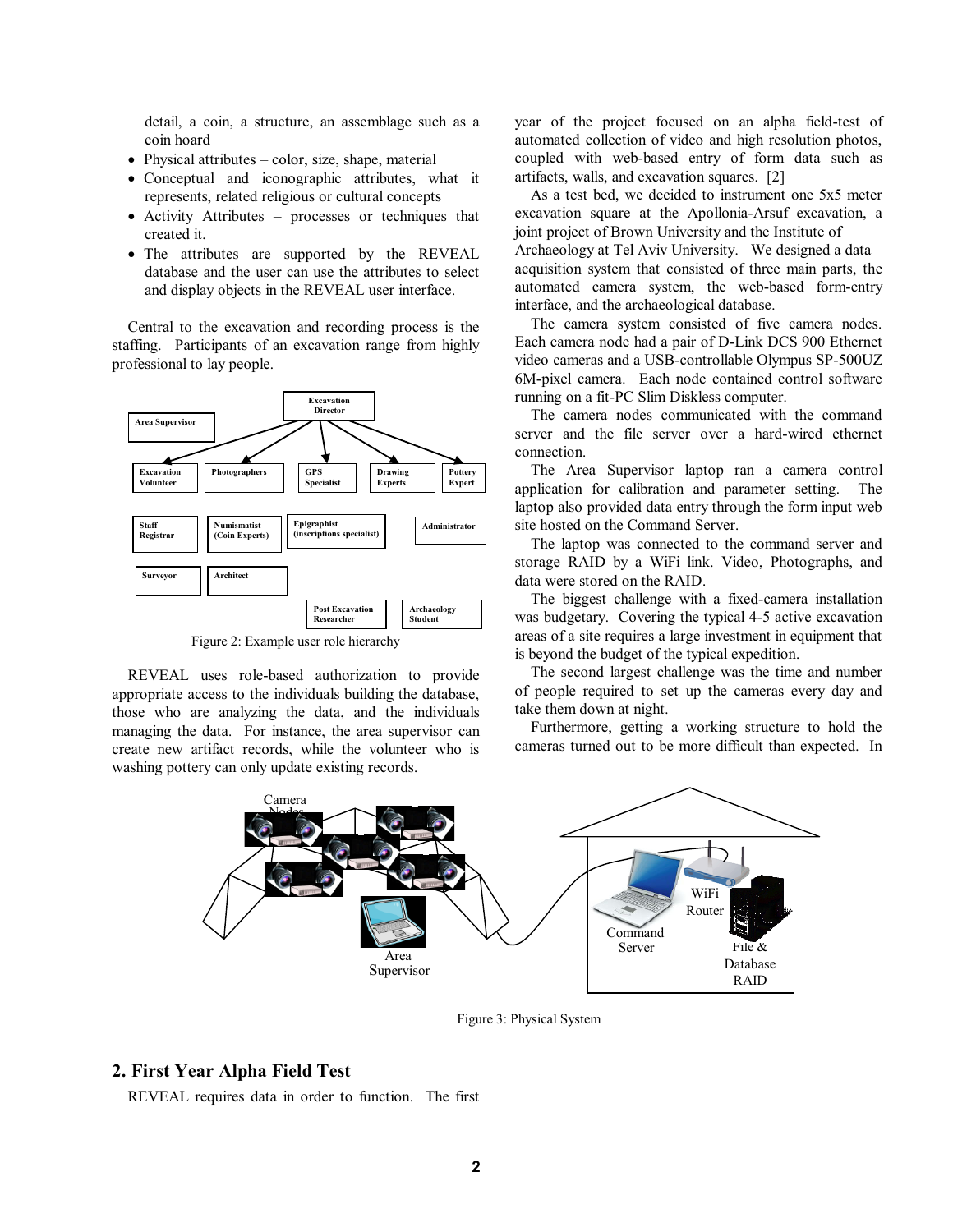detail, a coin, a structure, an assemblage such as a coin hoard

- Physical attributes – color, size, shape, material
- Conceptual and iconographic attributes, what it represents, related religious or cultural concepts
- Activity Attributes – processes or techniques that created it.
- The attributes are supported by the REVEAL database and the user can use the attributes to select and display objects in the REVEAL user interface.

Central to the excavation and recording process is the staffing. Participants of an excavation range from highly professional to lay people.

Figure 2: Example user role hierarchy

REVEAL uses role-based authorization to provide appropriate access to the individuals building the database, those who are analyzing the data, and the individuals managing the data. For instance, the area supervisor can create new artifact records, while the volunteer who is washing pottery can only update existing records.

## 2. First Year Alpha Field Test

REVEAL requires data in order to function. The first year of the project focused on an alpha field-test of automated collection of video and high resolution photos, coupled with web-based entry of form data such as artifacts, walls, and excavation squares. [2]

As a test bed, we decided to instrument one 5x5 meter excavation square at the Apollonia-Arsuf excavation, a joint project of Brown University and the Institute of Archaeology at Tel Aviv University. We designed a data acquisition system that consisted of three main parts, the automated camera system, the web-based form-entry interface, and the archaeological database.

The camera system consisted of five camera nodes. Each camera node had a pair of D-Link DCS 900 Ethernet video cameras and a USB-controllable Olympus SP-500UZ 6M-pixel camera. Each node contained control software running on a fit-PC Slim Diskless computer.

The camera nodes communicated with the command server and the file server over a hard-wired ethernet connection.

The Area Supervisor laptop ran a camera control application for calibration and parameter setting. The laptop also provided data entry through the form input web site hosted on the Command Server.

The laptop was connected to the command server and storage RAID by a WiFi link. Video, Photographs, and data were stored on the RAID.

The biggest challenge with a fixed-camera installation was budgetary. Covering the typical 4-5 active excavation areas of a site requires a large investment in equipment that is beyond the budget of the typical expedition.

The second largest challenge was the time and number of people required to set up the cameras every day and take them down at night.

Furthermore, getting a working structure to hold the cameras turned out to be more difficult than expected. In

Figure 3: Physical System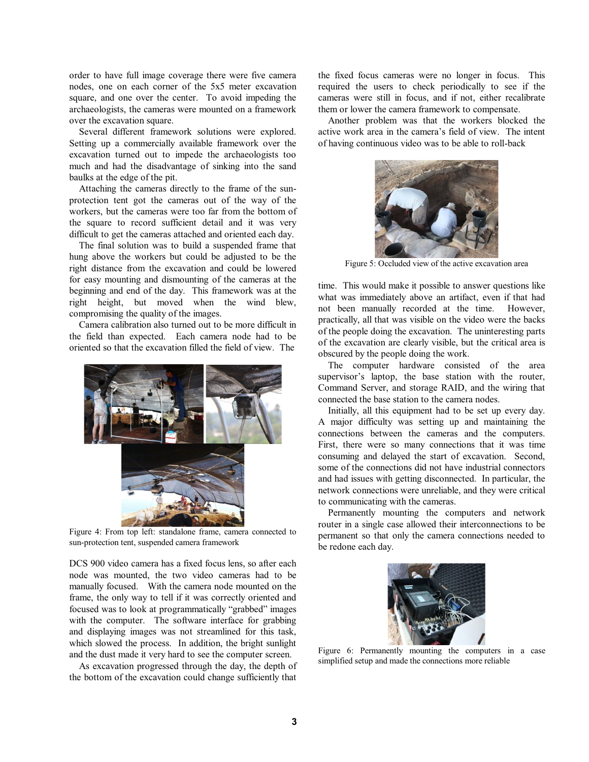order to have full image coverage there were five camera nodes, one on each corner of the 5x5 meter excavation square, and one over the center. To avoid impeding the archaeologists, the cameras were mounted on a framework over the excavation square.

Several different framework solutions were explored. Setting up a commercially available framework over the excavation turned out to impede the archaeologists too much and had the disadvantage of sinking into the sand baulks at the edge of the pit.

Attaching the cameras directly to the frame of the sun-protection tent got the cameras out of the way of the workers, but the cameras were too far from the bottom of the square to record sufficient detail and it was very difficult to get the cameras attached and oriented each day.

The final solution was to build a suspended frame that hung above the workers but could be adjusted to be the right distance from the excavation and could be lowered for easy mounting and dismounting of the cameras at the beginning and end of the day. This framework was at the right height, but moved when the wind blew, compromising the quality of the images.

Camera calibration also turned out to be more difficult in the field than expected. Each camera node had to be oriented so that the excavation filled the field of view. The DCS 900 video camera has a fixed focus lens, so after each node was mounted, the two video cameras had to be manually focused. With the camera node mounted on the frame, the only way to tell if it was correctly oriented and focused was to look at programmatically "grabbed" images with the computer. The software interface for grabbing and displaying images was not streamlined for this task, which slowed the process. In addition, the bright sunlight and the dust made it very hard to see the computer screen.

Figure 4: From top left: standalone frame, camera connected to sun-protection tent, suspended camera framework

As excavation progressed through the day, the depth of the bottom of the excavation could change sufficiently that the fixed focus cameras were no longer in focus. This required the users to check periodically to see if the cameras were still in focus, and if not, either recalibrate them or lower the camera framework to compensate.

Another problem was that the workers blocked the active work area in the camera's field of view. The intent of having continuous video was to be able to roll-back time. This would make it possible to answer questions like what was immediately above an artifact, even if that had not been manually recorded at the time. However, practically, all that was visible on the video were the backs of the people doing the excavation. The uninteresting parts of the excavation are clearly visible, but the critical area is obscured by the people doing the work.

Figure 5: Occluded view of the active excavation area

The computer hardware consisted of the area supervisor's laptop, the base station with the router, Command Server, and storage RAID, and the wiring that connected the base station to the camera nodes.

Initially, all this equipment had to be set up every day. A major difficulty was setting up and maintaining the connections between the cameras and the computers. First, there were so many connections that it was time consuming and delayed the start of excavation. Second, some of the connections did not have industrial connectors and had issues with getting disconnected. In particular, the network connections were unreliable, and they were critical to communicating with the cameras.

Permanently mounting the computers and network router in a single case allowed their interconnections to be permanent so that only the camera connections needed to be redone each day.

Figure 6: Permanently mounting the computers in a case simplified setup and made the connections more reliable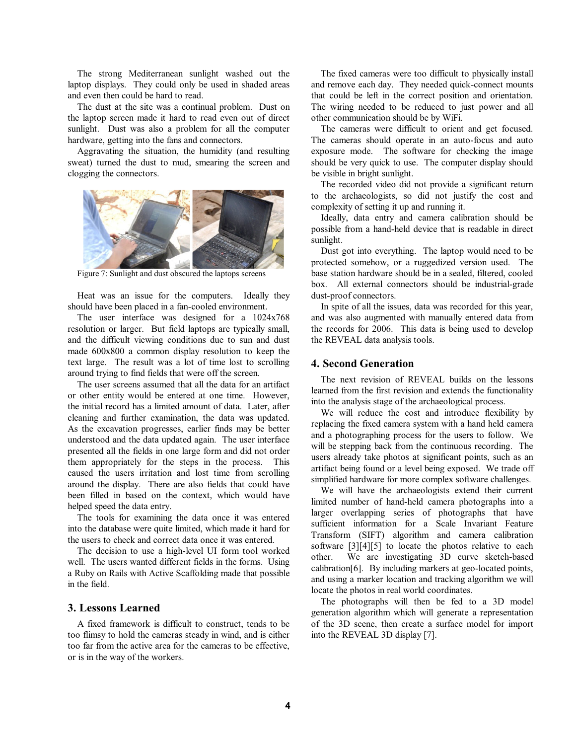The strong Mediterranean sunlight washed out the laptop displays. They could only be used in shaded areas and even then could be hard to read.

The dust at the site was a continual problem. Dust on the laptop screen made it hard to read even out of direct sunlight. Dust was also a problem for all the computer hardware, getting into the fans and connectors.

Aggravating the situation, the humidity (and resulting sweat) turned the dust to mud, smearing the screen and clogging the connectors.

Figure 7: Sunlight and dust obscured the laptops screens

Heat was an issue for the computers. Ideally they should have been placed in a fan-cooled environment.

The user interface was designed for a 1024x768 resolution or larger. But field laptops are typically small, and the difficult viewing conditions due to sun and dust made 600x800 a common display resolution to keep the text large. The result was a lot of time lost to scrolling around trying to find fields that were off the screen.

The user screens assumed that all the data for an artifact or other entity would be entered at one time. However, the initial record has a limited amount of data. Later, after cleaning and further examination, the data was updated. As the excavation progresses, earlier finds may be better understood and the data updated again. The user interface presented all the fields in one large form and did not order them appropriately for the steps in the process. This caused the users irritation and lost time from scrolling around the display. There are also fields that could have been filled in based on the context, which would have helped speed the data entry.

The tools for examining the data once it was entered into the database were quite limited, which made it hard for the users to check and correct data once it was entered.

The decision to use a high-level UI form tool worked well. The users wanted different fields in the forms. Using a Ruby on Rails with Active Scaffolding made that possible in the field.

## 3. Lessons Learned

A fixed framework is difficult to construct, tends to be too flimsy to hold the cameras steady in wind, and is either too far from the active area for the cameras to be effective, or is in the way of the workers.

The fixed cameras were too difficult to physically install and remove each day. They needed quick-connect mounts that could be left in the correct position and orientation. The wiring needed to be reduced to just power and all other communication should be by WiFi.

The cameras were difficult to orient and get focused. The cameras should operate in an auto-focus and auto exposure mode. The software for checking the image should be very quick to use. The computer display should be visible in bright sunlight.

The recorded video did not provide a significant return to the archaeologists, so did not justify the cost and complexity of setting it up and running it.

Ideally, data entry and camera calibration should be possible from a hand-held device that is readable in direct sunlight.

Dust got into everything. The laptop would need to be protected somehow, or a ruggedized version used. The base station hardware should be in a sealed, filtered, cooled box. All external connectors should be industrial-grade dust-proof connectors.

In spite of all the issues, data was recorded for this year, and was also augmented with manually entered data from the records for 2006. This data is being used to develop the REVEAL data analysis tools.

## 4. Second Generation

The next revision of REVEAL builds on the lessons learned from the first revision and extends the functionality into the analysis stage of the archaeological process.

We will reduce the cost and introduce flexibility by replacing the fixed camera system with a hand held camera and a photographing process for the users to follow. We will be stepping back from the continuous recording. The users already take photos at significant points, such as an artifact being found or a level being exposed. We trade off simplified hardware for more complex software challenges.

We will have the archaeologists extend their current limited number of hand-held camera photographs into a larger overlapping series of photographs that have sufficient information for a Scale Invariant Feature Transform (SIFT) algorithm and camera calibration software [3][4][5] to locate the photos relative to each other. We are investigating 3D curve sketch-based calibration[6]. By including markers at geo-located points, and using a marker location and tracking algorithm we will locate the photos in real world coordinates.

The photographs will then be fed to a 3D model generation algorithm which will generate a representation of the 3D scene, then create a surface model for import into the REVEAL 3D display [7].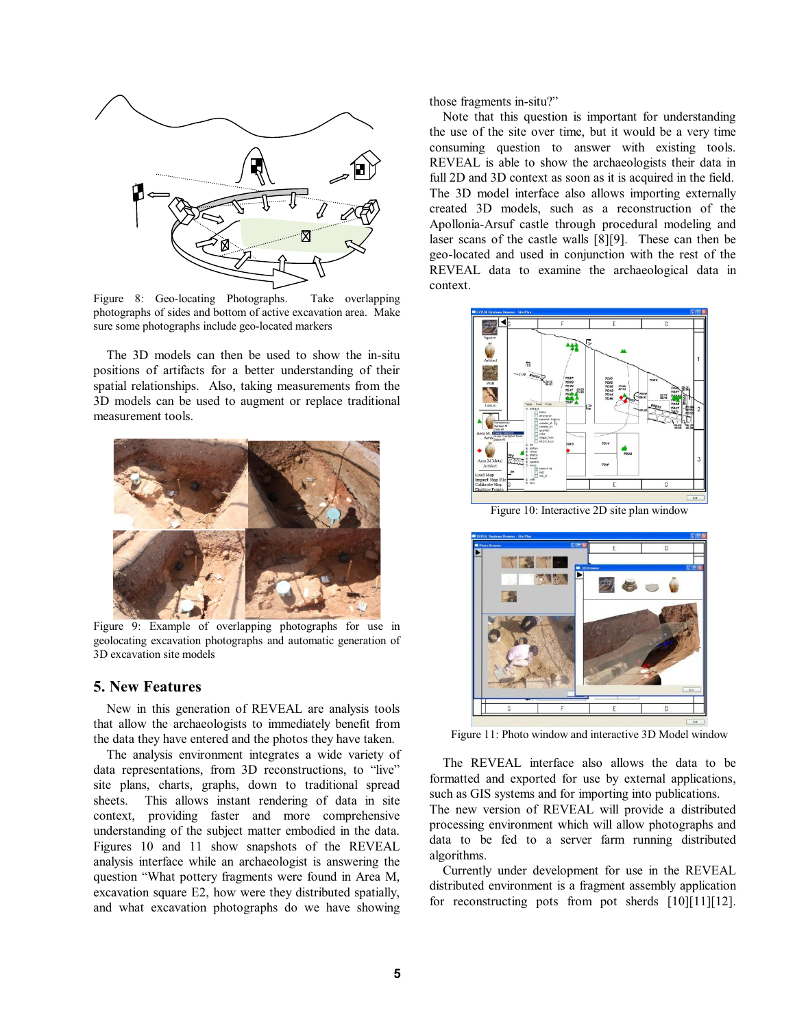Figure 8: Geo-locating Photographs. Take overlapping photographs of sides and bottom of active excavation area. Make sure some photographs include geo-located markers

The 3D models can then be used to show the in-situ positions of artifacts for a better understanding of their spatial relationships. Also, taking measurements from the 3D models can be used to augment or replace traditional measurement tools.

Figure 9: Example of overlapping photographs for use in geolocating excavation photographs and automatic generation of 3D excavation site models

## 5. New Features

New in this generation of REVEAL are analysis tools that allow the archaeologists to immediately benefit from the data they have entered and the photos they have taken.

The analysis environment integrates a wide variety of data representations, from 3D reconstructions, to "live" site plans, charts, graphs, down to traditional spread sheets. This allows instant rendering of data in site context, providing faster and more comprehensive understanding of the subject matter embodied in the data. Figures 10 and 11 show snapshots of the REVEAL analysis interface while an archaeologist is answering the question "What pottery fragments were found in Area M, excavation square E2, how were they distributed spatially, and what excavation photographs do we have showing those fragments in-situ?"

Note that this question is important for understanding the use of the site over time, but it would be a very time consuming question to answer with existing tools. REVEAL is able to show the archaeologists their data in full 2D and 3D context as soon as it is acquired in the field. The 3D model interface also allows importing externally created 3D models, such as a reconstruction of the Apollonia-Arsuf castle through procedural modeling and laser scans of the castle walls [8][9]. These can then be geo-located and used in conjunction with the rest of the REVEAL data to examine the archaeological data in context.

Figure 10: Interactive 2D site plan window

Figure 11: Photo window and interactive 3D Model window

The REVEAL interface also allows the data to be formatted and exported for use by external applications, such as GIS systems and for importing into publications. The new version of REVEAL will provide a distributed processing environment which will allow photographs and data to be fed to a server farm running distributed algorithms.

Currently under development for use in the REVEAL distributed environment is a fragment assembly application for reconstructing pots from pot sherds [10][11][12].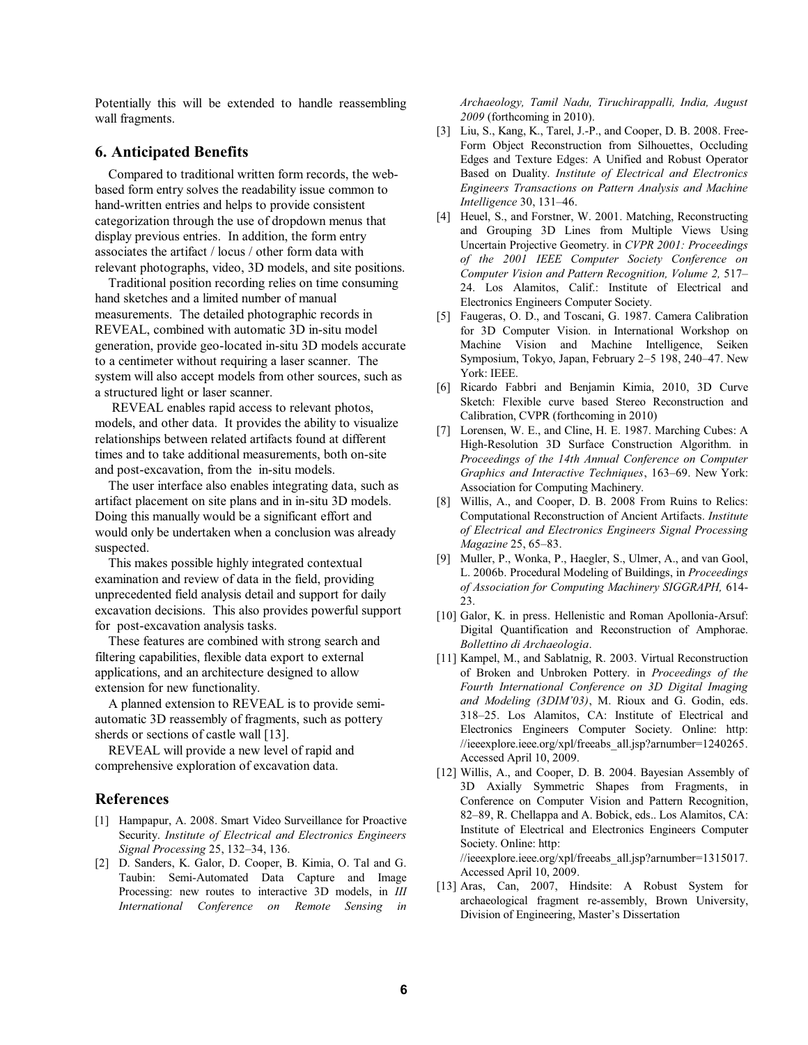Potentially this will be extended to handle reassembling wall fragments.

## 6. Anticipated Benefits

Compared to traditional written form records, the web-based form entry solves the readability issue common to hand-written entries and helps to provide consistent categorization through the use of dropdown menus that display previous entries. In addition, the form entry associates the artifact / locus / other form data with relevant photographs, video, 3D models, and site positions.

Traditional position recording relies on time consuming hand sketches and a limited number of manual measurements. The detailed photographic records in REVEAL, combined with automatic 3D in-situ model generation, provide geo-located in-situ 3D models accurate to a centimeter without requiring a laser scanner. The system will also accept models from other sources, such as a structured light or laser scanner.

REVEAL enables rapid access to relevant photos, models, and other data. It provides the ability to visualize relationships between related artifacts found at different times and to take additional measurements, both on-site and post-excavation, from the in-situ models.

The user interface also enables integrating data, such as artifact placement on site plans and in in-situ 3D models. Doing this manually would be a significant effort and would only be undertaken when a conclusion was already suspected.

This makes possible highly integrated contextual examination and review of data in the field, providing unprecedented field analysis detail and support for daily excavation decisions. This also provides powerful support for post-excavation analysis tasks.

These features are combined with strong search and filtering capabilities, flexible data export to external applications, and an architecture designed to allow extension for new functionality.

A planned extension to REVEAL is to provide semi-automatic 3D reassembly of fragments, such as pottery sherds or sections of castle wall [13].

REVEAL will provide a new level of rapid and comprehensive exploration of excavation data.

## References

[1] Hampapur, A. 2008. Smart Video Surveillance for Proactive Security. *Institute of Electrical and Electronics Engineers Signal Processing* 25, 132–34, 136.

[2] D. Sanders, K. Galor, D. Cooper, B. Kimia, O. Tal and G. Taubin: Semi-Automated Data Capture and Image Processing: new routes to interactive 3D models, in *III International Conference on Remote Sensing in Archaeology, Tamil Nadu, Tiruchirappalli, India, August 2009* (forthcoming in 2010).

[3] Liu, S., Kang, K., Tarel, J.-P., and Cooper, D. B. 2008. Free-Form Object Reconstruction from Silhouettes, Occluding Edges and Texture Edges: A Unified and Robust Operator Based on Duality. *Institute of Electrical and Electronics Engineers Transactions on Pattern Analysis and Machine Intelligence* 30, 131–46.

[4] Heuel, S., and Forstner, W. 2001. Matching, Reconstructing and Grouping 3D Lines from Multiple Views Using Uncertain Projective Geometry. in *CVPR 2001: Proceedings of the 2001 IEEE Computer Society Conference on Computer Vision and Pattern Recognition, Volume 2,* 517–24. Los Alamitos, Calif.: Institute of Electrical and Electronics Engineers Computer Society.

[5] Faugeras, O. D., and Toscani, G. 1987. Camera Calibration for 3D Computer Vision. in International Workshop on Machine Vision and Machine Intelligence, Seiken Symposium, Tokyo, Japan, February 2–5 198, 240–47. New York: IEEE.

[6] Ricardo Fabbri and Benjamin Kimia, 2010, 3D Curve Sketch: Flexible curve based Stereo Reconstruction and Calibration, CVPR (forthcoming in 2010)

[7] Lorensen, W. E., and Cline, H. E. 1987. Marching Cubes: A High-Resolution 3D Surface Construction Algorithm. in *Proceedings of the 14th Annual Conference on Computer Graphics and Interactive Techniques*, 163–69. New York: Association for Computing Machinery.

[8] Willis, A., and Cooper, D. B. 2008 From Ruins to Relics: Computational Reconstruction of Ancient Artifacts. *Institute of Electrical and Electronics Engineers Signal Processing Magazine* 25, 65–83.

[9] Muller, P., Wonka, P., Haegler, S., Ulmer, A., and van Gool, L. 2006b. Procedural Modeling of Buildings, in *Proceedings of Association for Computing Machinery SIGGRAPH,* 614-23.

[10] Galor, K. in press. Hellenistic and Roman Apollonia-Arsuf: Digital Quantification and Reconstruction of Amphorae. *Bollettino di Archaeologia*.

[11] Kampel, M., and Sablatnig, R. 2003. Virtual Reconstruction of Broken and Unbroken Pottery. in *Proceedings of the Fourth International Conference on 3D Digital Imaging and Modeling (3DIM'03)*, M. Rioux and G. Godin, eds. 318–25. Los Alamitos, CA: Institute of Electrical and Electronics Engineers Computer Society. Online: http: //ieeexplore.ieee.org/xpl/freeabs_all.jsp?arnumber=1240265. Accessed April 10, 2009.

[12] Willis, A., and Cooper, D. B. 2004. Bayesian Assembly of 3D Axially Symmetric Shapes from Fragments, in Conference on Computer Vision and Pattern Recognition, 82–89, R. Chellappa and A. Bobick, eds.. Los Alamitos, CA: Institute of Electrical and Electronics Engineers Computer Society. Online: http: //ieeexplore.ieee.org/xpl/freeabs_all.jsp?arnumber=1315017. Accessed April 10, 2009.

[13] Aras, Can, 2007, Hindsite: A Robust System for archaeological fragment re-assembly, Brown University, Division of Engineering, Master's Dissertation